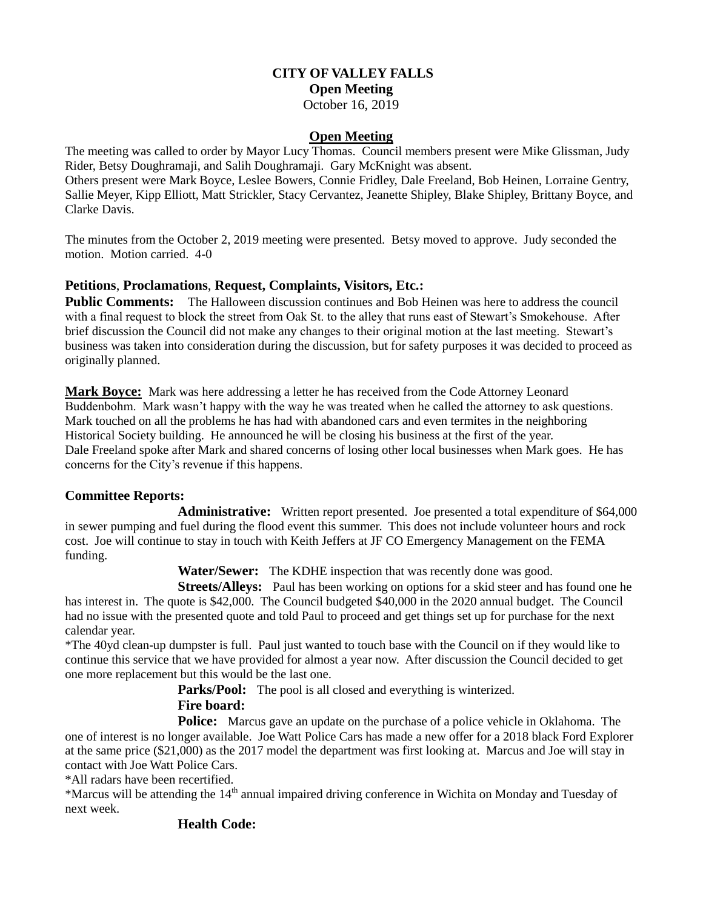# CITY OF VALLEY FALLS

**Open Meeting**

October 16, 2019

## Open Meeting

The meeting was called to order by Mayor Lucy Thomas. Council members present were Mike Glissman, Judy Rider, Betsy Doughramaji, and Salih Doughramaji. Gary McKnight was absent.
Others present were Mark Boyce, Leslee Bowers, Connie Fridley, Dale Freeland, Bob Heinen, Lorraine Gentry, Sallie Meyer, Kipp Elliott, Matt Strickler, Stacy Cervantez, Jeanette Shipley, Blake Shipley, Brittany Boyce, and Clarke Davis.

The minutes from the October 2, 2019 meeting were presented. Betsy moved to approve. Judy seconded the motion. Motion carried. 4-0

### Petitions, Proclamations, Request, Complaints, Visitors, Etc.:

**Public Comments:** The Halloween discussion continues and Bob Heinen was here to address the council with a final request to block the street from Oak St. to the alley that runs east of Stewart's Smokehouse. After brief discussion the Council did not make any changes to their original motion at the last meeting. Stewart's business was taken into consideration during the discussion, but for safety purposes it was decided to proceed as originally planned.

**Mark Boyce:** Mark was here addressing a letter he has received from the Code Attorney Leonard Buddenbohm. Mark wasn't happy with the way he was treated when he called the attorney to ask questions. Mark touched on all the problems he has had with abandoned cars and even termites in the neighboring Historical Society building. He announced he will be closing his business at the first of the year.
Dale Freeland spoke after Mark and shared concerns of losing other local businesses when Mark goes. He has concerns for the City's revenue if this happens.

### Committee Reports:

**Administrative:** Written report presented. Joe presented a total expenditure of $64,000 in sewer pumping and fuel during the flood event this summer. This does not include volunteer hours and rock cost. Joe will continue to stay in touch with Keith Jeffers at JF CO Emergency Management on the FEMA funding.

**Water/Sewer:** The KDHE inspection that was recently done was good.

**Streets/Alleys:** Paul has been working on options for a skid steer and has found one he has interest in. The quote is $42,000. The Council budgeted $40,000 in the 2020 annual budget. The Council had no issue with the presented quote and told Paul to proceed and get things set up for purchase for the next calendar year.
*The 40yd clean-up dumpster is full. Paul just wanted to touch base with the Council on if they would like to continue this service that we have provided for almost a year now. After discussion the Council decided to get one more replacement but this would be the last one.

**Parks/Pool:** The pool is all closed and everything is winterized.

**Fire board:**

**Police:** Marcus gave an update on the purchase of a police vehicle in Oklahoma. The one of interest is no longer available. Joe Watt Police Cars has made a new offer for a 2018 black Ford Explorer at the same price ($21,000) as the 2017 model the department was first looking at. Marcus and Joe will stay in contact with Joe Watt Police Cars.
*All radars have been recertified.
*Marcus will be attending the 14th annual impaired driving conference in Wichita on Monday and Tuesday of next week.

**Health Code:**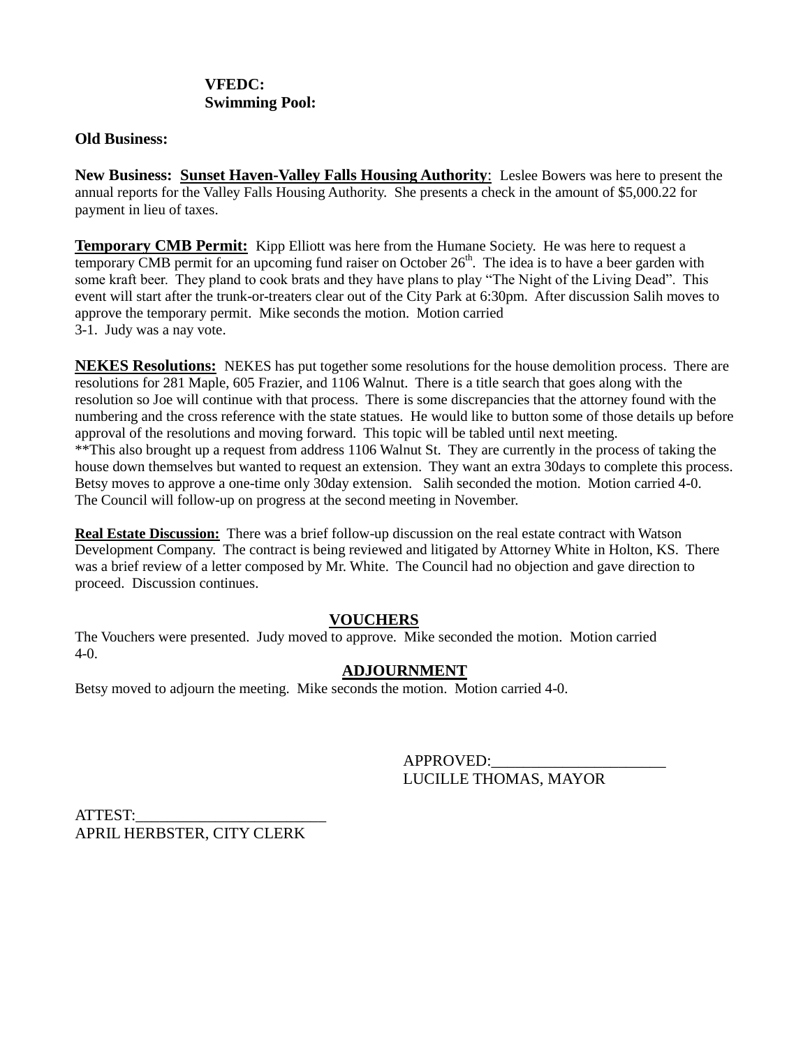**VFEDC:**
**Swimming Pool:**

**Old Business:**

**New Business:** **Sunset Haven-Valley Falls Housing Authority**: Leslee Bowers was here to present the annual reports for the Valley Falls Housing Authority. She presents a check in the amount of $5,000.22 for payment in lieu of taxes.

**Temporary CMB Permit:** Kipp Elliott was here from the Humane Society. He was here to request a temporary CMB permit for an upcoming fund raiser on October 26th. The idea is to have a beer garden with some kraft beer. They pland to cook brats and they have plans to play "The Night of the Living Dead". This event will start after the trunk-or-treaters clear out of the City Park at 6:30pm. After discussion Salih moves to approve the temporary permit. Mike seconds the motion. Motion carried 3-1. Judy was a nay vote.

**NEKES Resolutions:** NEKES has put together some resolutions for the house demolition process. There are resolutions for 281 Maple, 605 Frazier, and 1106 Walnut. There is a title search that goes along with the resolution so Joe will continue with that process. There is some discrepancies that the attorney found with the numbering and the cross reference with the state statues. He would like to button some of those details up before approval of the resolutions and moving forward. This topic will be tabled until next meeting.
**This also brought up a request from address 1106 Walnut St. They are currently in the process of taking the house down themselves but wanted to request an extension. They want an extra 30days to complete this process. Betsy moves to approve a one-time only 30day extension. Salih seconded the motion. Motion carried 4-0. The Council will follow-up on progress at the second meeting in November.

**Real Estate Discussion:** There was a brief follow-up discussion on the real estate contract with Watson Development Company. The contract is being reviewed and litigated by Attorney White in Holton, KS. There was a brief review of a letter composed by Mr. White. The Council had no objection and gave direction to proceed. Discussion continues.

## VOUCHERS

The Vouchers were presented. Judy moved to approve. Mike seconded the motion. Motion carried 4-0.

## ADJOURNMENT

Betsy moved to adjourn the meeting. Mike seconds the motion. Motion carried 4-0.

APPROVED:______________________
LUCILLE THOMAS, MAYOR

ATTEST:________________________
APRIL HERBSTER, CITY CLERK